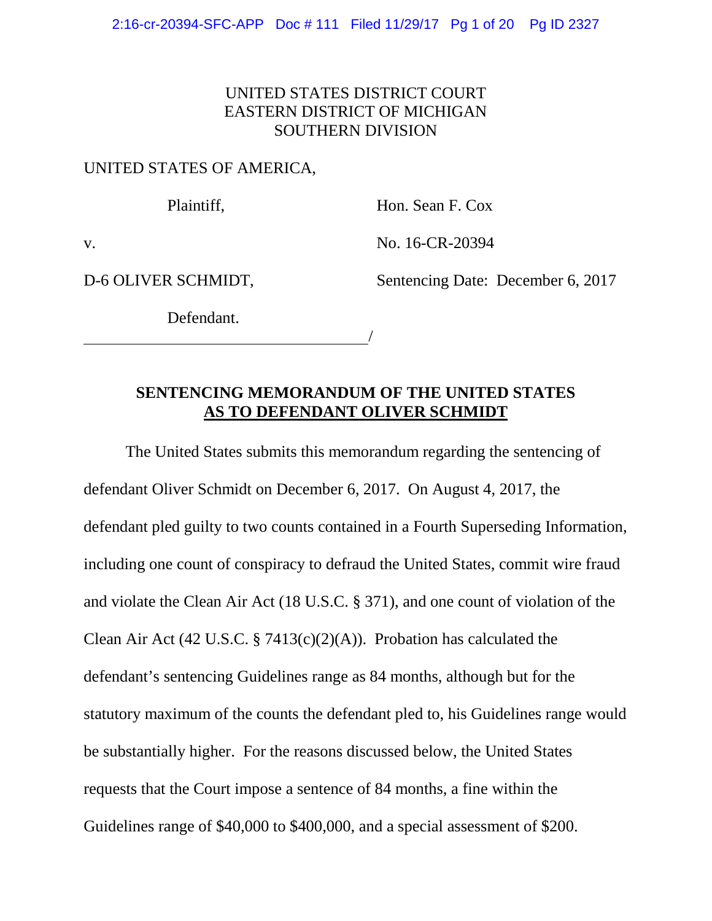UNITED STATES DISTRICT COURT
EASTERN DISTRICT OF MICHIGAN
SOUTHERN DIVISION

UNITED STATES OF AMERICA,

Plaintiff, Hon. Sean F. Cox

v. No. 16-CR-20394

D-6 OLIVER SCHMIDT, Sentencing Date: December 6, 2017

Defendant.
_________________________________/

**SENTENCING MEMORANDUM OF THE UNITED STATES**
**AS TO DEFENDANT OLIVER SCHMIDT**

The United States submits this memorandum regarding the sentencing of defendant Oliver Schmidt on December 6, 2017. On August 4, 2017, the defendant pled guilty to two counts contained in a Fourth Superseding Information, including one count of conspiracy to defraud the United States, commit wire fraud and violate the Clean Air Act (18 U.S.C. § 371), and one count of violation of the Clean Air Act (42 U.S.C. § 7413(c)(2)(A)). Probation has calculated the defendant's sentencing Guidelines range as 84 months, although but for the statutory maximum of the counts the defendant pled to, his Guidelines range would be substantially higher. For the reasons discussed below, the United States requests that the Court impose a sentence of 84 months, a fine within the Guidelines range of $40,000 to $400,000, and a special assessment of $200.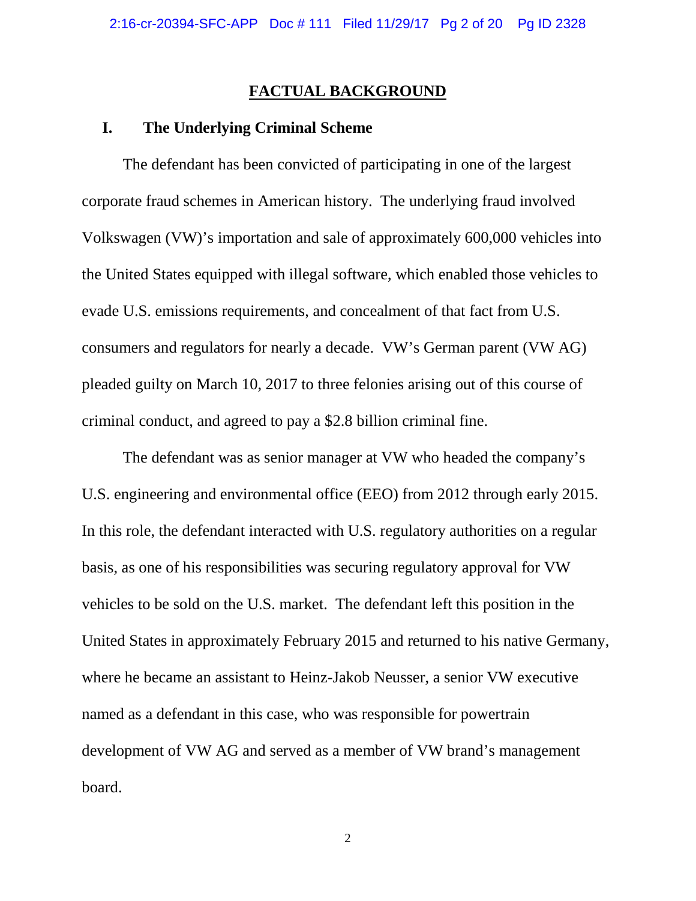## FACTUAL BACKGROUND

### I. The Underlying Criminal Scheme

The defendant has been convicted of participating in one of the largest corporate fraud schemes in American history. The underlying fraud involved Volkswagen (VW)'s importation and sale of approximately 600,000 vehicles into the United States equipped with illegal software, which enabled those vehicles to evade U.S. emissions requirements, and concealment of that fact from U.S. consumers and regulators for nearly a decade. VW's German parent (VW AG) pleaded guilty on March 10, 2017 to three felonies arising out of this course of criminal conduct, and agreed to pay a $2.8 billion criminal fine.

The defendant was as senior manager at VW who headed the company's U.S. engineering and environmental office (EEO) from 2012 through early 2015. In this role, the defendant interacted with U.S. regulatory authorities on a regular basis, as one of his responsibilities was securing regulatory approval for VW vehicles to be sold on the U.S. market. The defendant left this position in the United States in approximately February 2015 and returned to his native Germany, where he became an assistant to Heinz-Jakob Neusser, a senior VW executive named as a defendant in this case, who was responsible for powertrain development of VW AG and served as a member of VW brand's management board.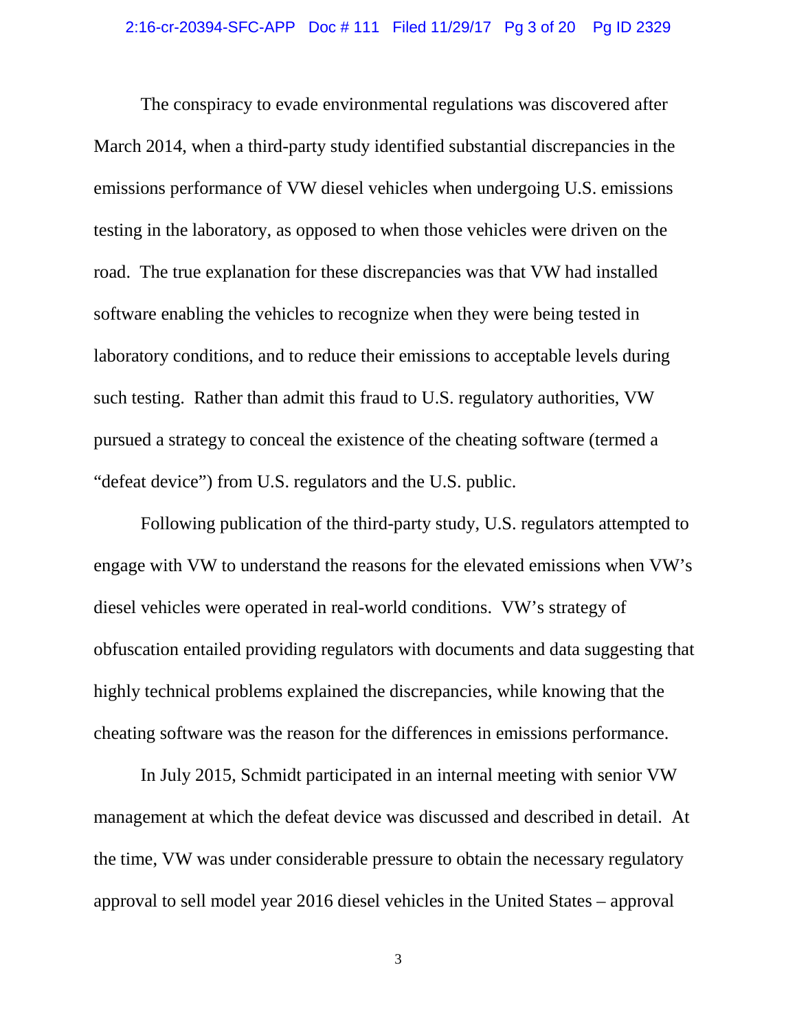The conspiracy to evade environmental regulations was discovered after March 2014, when a third-party study identified substantial discrepancies in the emissions performance of VW diesel vehicles when undergoing U.S. emissions testing in the laboratory, as opposed to when those vehicles were driven on the road. The true explanation for these discrepancies was that VW had installed software enabling the vehicles to recognize when they were being tested in laboratory conditions, and to reduce their emissions to acceptable levels during such testing. Rather than admit this fraud to U.S. regulatory authorities, VW pursued a strategy to conceal the existence of the cheating software (termed a "defeat device") from U.S. regulators and the U.S. public.

Following publication of the third-party study, U.S. regulators attempted to engage with VW to understand the reasons for the elevated emissions when VW's diesel vehicles were operated in real-world conditions. VW's strategy of obfuscation entailed providing regulators with documents and data suggesting that highly technical problems explained the discrepancies, while knowing that the cheating software was the reason for the differences in emissions performance.

In July 2015, Schmidt participated in an internal meeting with senior VW management at which the defeat device was discussed and described in detail. At the time, VW was under considerable pressure to obtain the necessary regulatory approval to sell model year 2016 diesel vehicles in the United States – approval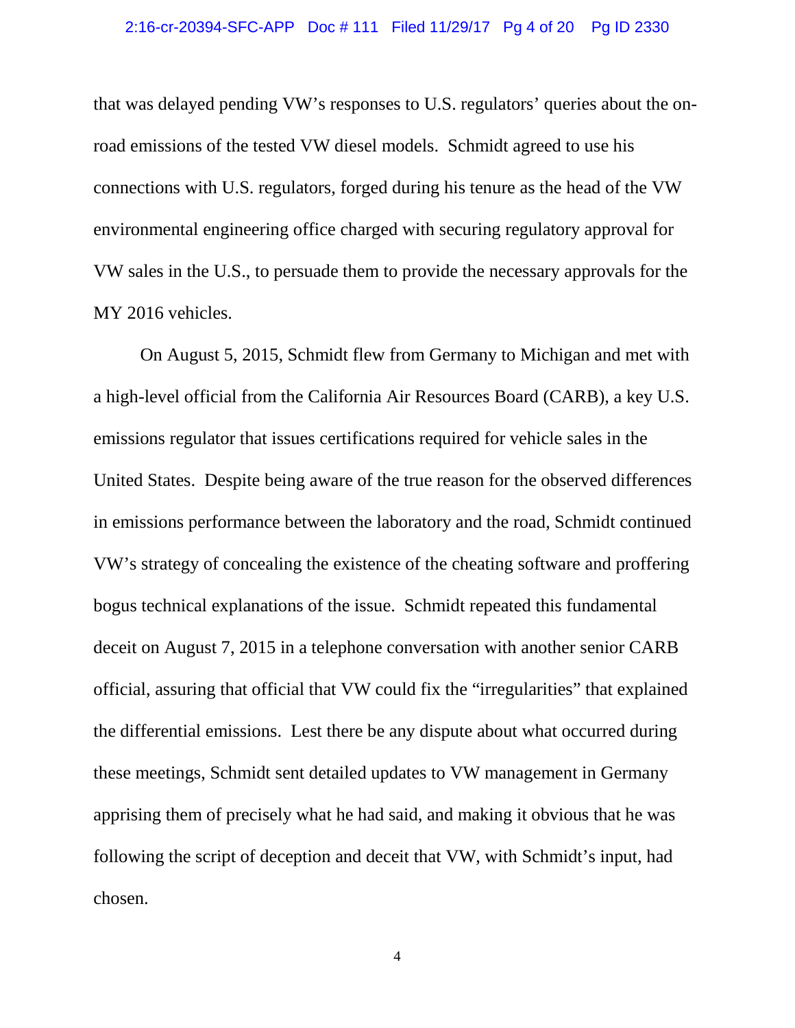that was delayed pending VW's responses to U.S. regulators' queries about the on-road emissions of the tested VW diesel models. Schmidt agreed to use his connections with U.S. regulators, forged during his tenure as the head of the VW environmental engineering office charged with securing regulatory approval for VW sales in the U.S., to persuade them to provide the necessary approvals for the MY 2016 vehicles.

On August 5, 2015, Schmidt flew from Germany to Michigan and met with a high-level official from the California Air Resources Board (CARB), a key U.S. emissions regulator that issues certifications required for vehicle sales in the United States. Despite being aware of the true reason for the observed differences in emissions performance between the laboratory and the road, Schmidt continued VW's strategy of concealing the existence of the cheating software and proffering bogus technical explanations of the issue. Schmidt repeated this fundamental deceit on August 7, 2015 in a telephone conversation with another senior CARB official, assuring that official that VW could fix the "irregularities" that explained the differential emissions. Lest there be any dispute about what occurred during these meetings, Schmidt sent detailed updates to VW management in Germany apprising them of precisely what he had said, and making it obvious that he was following the script of deception and deceit that VW, with Schmidt's input, had chosen.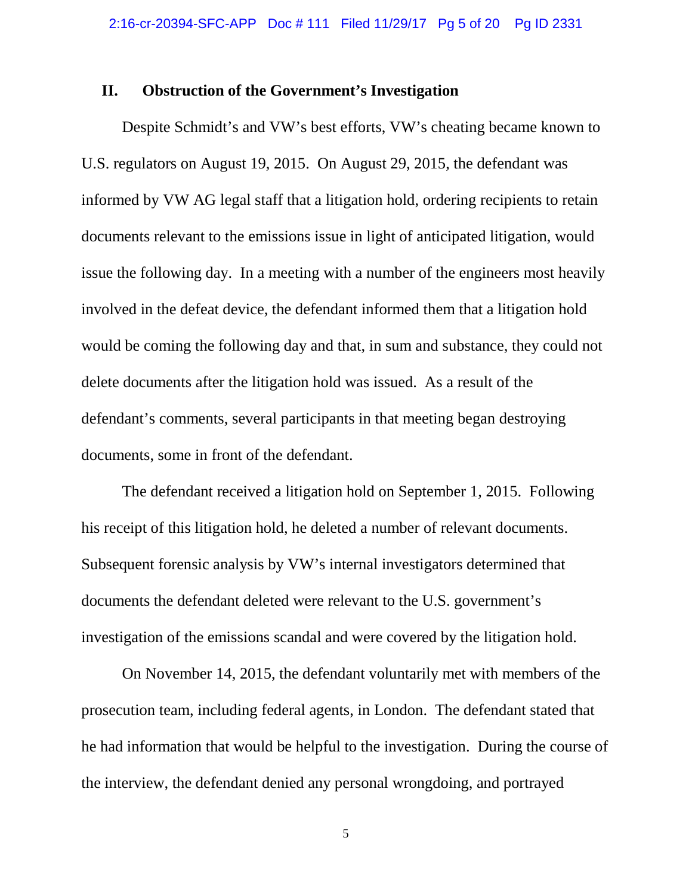## II. Obstruction of the Government's Investigation

Despite Schmidt's and VW's best efforts, VW's cheating became known to U.S. regulators on August 19, 2015. On August 29, 2015, the defendant was informed by VW AG legal staff that a litigation hold, ordering recipients to retain documents relevant to the emissions issue in light of anticipated litigation, would issue the following day. In a meeting with a number of the engineers most heavily involved in the defeat device, the defendant informed them that a litigation hold would be coming the following day and that, in sum and substance, they could not delete documents after the litigation hold was issued. As a result of the defendant's comments, several participants in that meeting began destroying documents, some in front of the defendant.

The defendant received a litigation hold on September 1, 2015. Following his receipt of this litigation hold, he deleted a number of relevant documents. Subsequent forensic analysis by VW's internal investigators determined that documents the defendant deleted were relevant to the U.S. government's investigation of the emissions scandal and were covered by the litigation hold.

On November 14, 2015, the defendant voluntarily met with members of the prosecution team, including federal agents, in London. The defendant stated that he had information that would be helpful to the investigation. During the course of the interview, the defendant denied any personal wrongdoing, and portrayed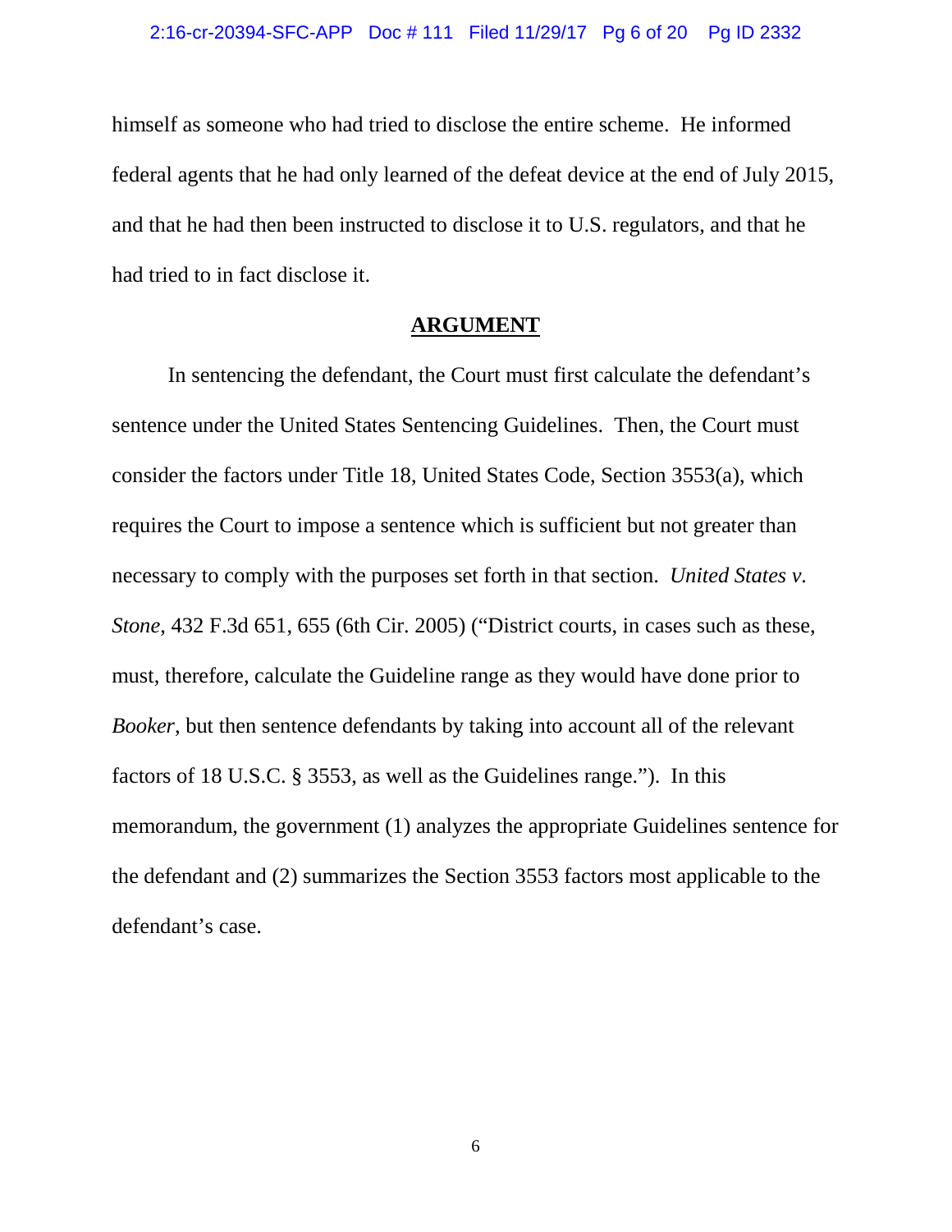himself as someone who had tried to disclose the entire scheme. He informed federal agents that he had only learned of the defeat device at the end of July 2015, and that he had then been instructed to disclose it to U.S. regulators, and that he had tried to in fact disclose it.

## ARGUMENT

In sentencing the defendant, the Court must first calculate the defendant's sentence under the United States Sentencing Guidelines. Then, the Court must consider the factors under Title 18, United States Code, Section 3553(a), which requires the Court to impose a sentence which is sufficient but not greater than necessary to comply with the purposes set forth in that section. *United States v. Stone*, 432 F.3d 651, 655 (6th Cir. 2005) ("District courts, in cases such as these, must, therefore, calculate the Guideline range as they would have done prior to *Booker*, but then sentence defendants by taking into account all of the relevant factors of 18 U.S.C. § 3553, as well as the Guidelines range."). In this memorandum, the government (1) analyzes the appropriate Guidelines sentence for the defendant and (2) summarizes the Section 3553 factors most applicable to the defendant's case.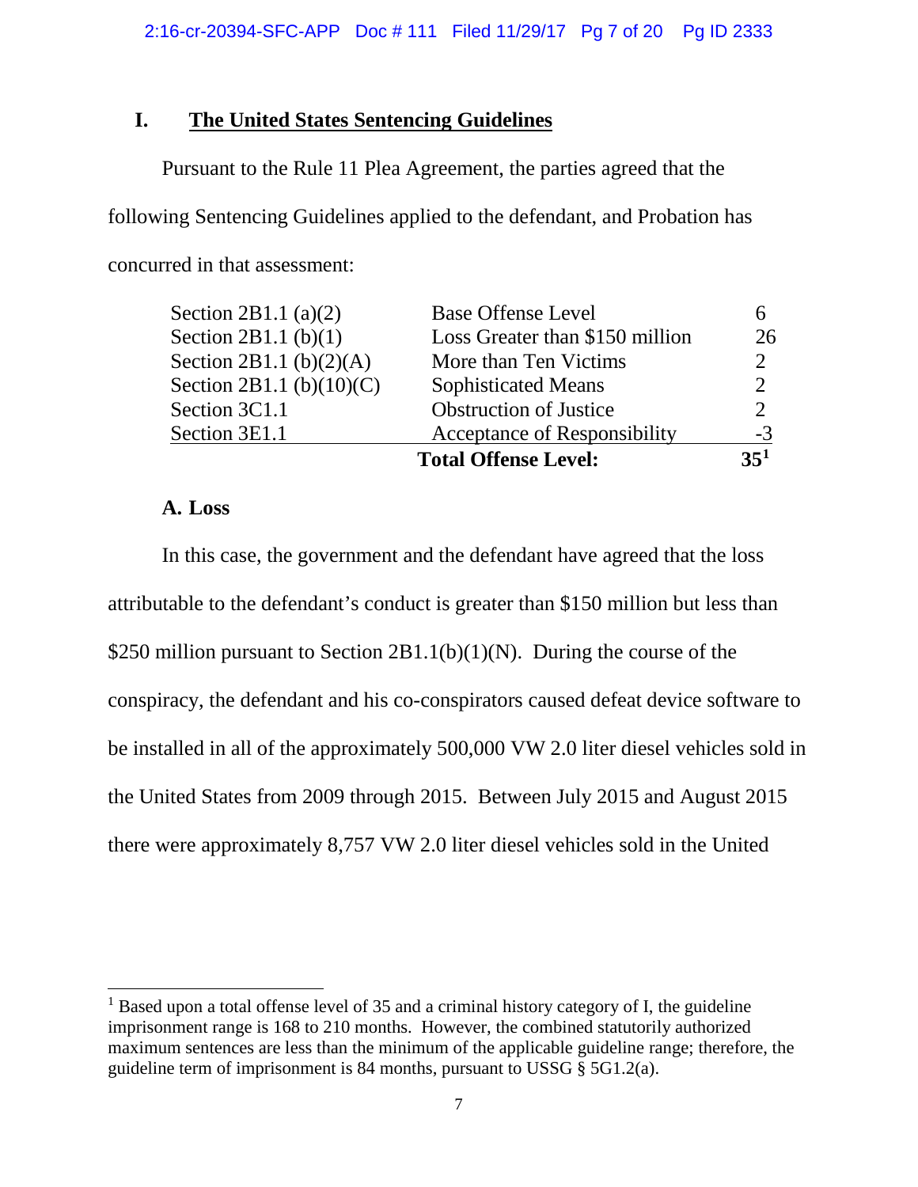## I. The United States Sentencing Guidelines

Pursuant to the Rule 11 Plea Agreement, the parties agreed that the following Sentencing Guidelines applied to the defendant, and Probation has concurred in that assessment:

| | | |
|---|---|---|
| Section 2B1.1 (a)(2) | Base Offense Level | 6 |
| Section 2B1.1 (b)(1) | Loss Greater than $150 million | 26 |
| Section 2B1.1 (b)(2)(A) | More than Ten Victims | 2 |
| Section 2B1.1 (b)(10)(C) | Sophisticated Means | 2 |
| Section 3C1.1 | Obstruction of Justice | 2 |
| Section 3E1.1 | Acceptance of Responsibility | -3 |
| | **Total Offense Level:** | **35**[1] |

### A. Loss

In this case, the government and the defendant have agreed that the loss attributable to the defendant's conduct is greater than $150 million but less than $250 million pursuant to Section 2B1.1(b)(1)(N). During the course of the conspiracy, the defendant and his co-conspirators caused defeat device software to be installed in all of the approximately 500,000 VW 2.0 liter diesel vehicles sold in the United States from 2009 through 2015. Between July 2015 and August 2015 there were approximately 8,757 VW 2.0 liter diesel vehicles sold in the United

---

[1] Based upon a total offense level of 35 and a criminal history category of I, the guideline imprisonment range is 168 to 210 months. However, the combined statutorily authorized maximum sentences are less than the minimum of the applicable guideline range; therefore, the guideline term of imprisonment is 84 months, pursuant to USSG § 5G1.2(a).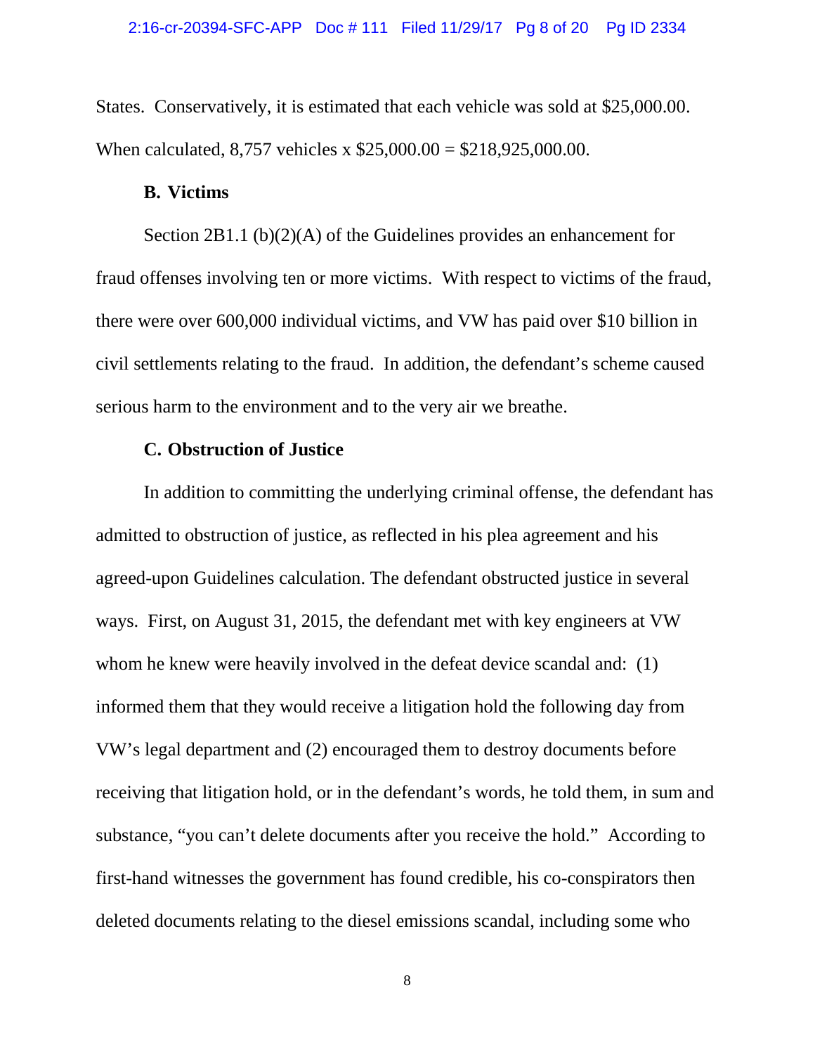States. Conservatively, it is estimated that each vehicle was sold at $25,000.00. When calculated, 8,757 vehicles x $25,000.00 = $218,925,000.00.

**B. Victims**

Section 2B1.1 (b)(2)(A) of the Guidelines provides an enhancement for fraud offenses involving ten or more victims. With respect to victims of the fraud, there were over 600,000 individual victims, and VW has paid over $10 billion in civil settlements relating to the fraud. In addition, the defendant's scheme caused serious harm to the environment and to the very air we breathe.

**C. Obstruction of Justice**

In addition to committing the underlying criminal offense, the defendant has admitted to obstruction of justice, as reflected in his plea agreement and his agreed-upon Guidelines calculation. The defendant obstructed justice in several ways. First, on August 31, 2015, the defendant met with key engineers at VW whom he knew were heavily involved in the defeat device scandal and: (1) informed them that they would receive a litigation hold the following day from VW's legal department and (2) encouraged them to destroy documents before receiving that litigation hold, or in the defendant's words, he told them, in sum and substance, "you can't delete documents after you receive the hold." According to first-hand witnesses the government has found credible, his co-conspirators then deleted documents relating to the diesel emissions scandal, including some who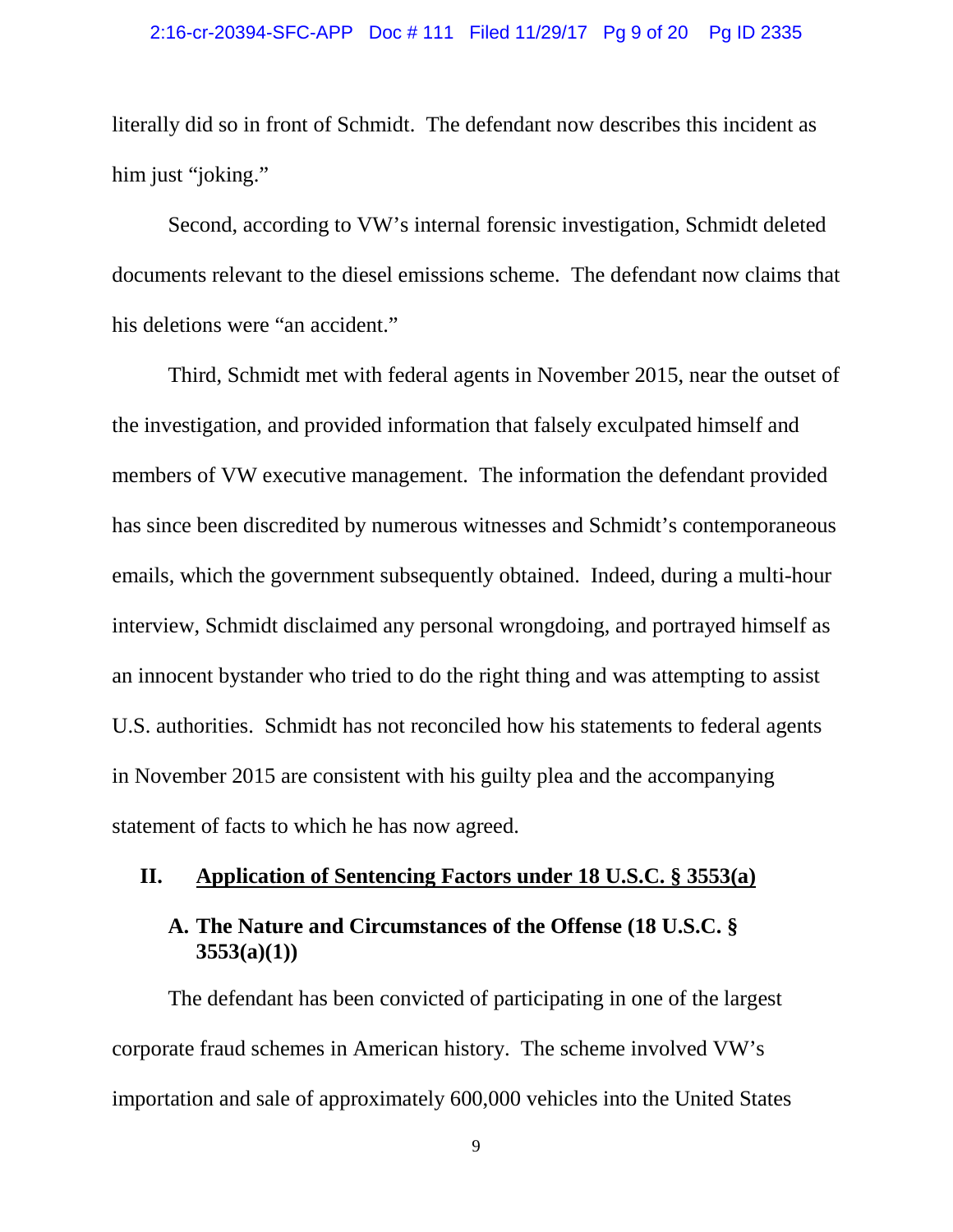literally did so in front of Schmidt. The defendant now describes this incident as him just "joking."

Second, according to VW's internal forensic investigation, Schmidt deleted documents relevant to the diesel emissions scheme. The defendant now claims that his deletions were "an accident."

Third, Schmidt met with federal agents in November 2015, near the outset of the investigation, and provided information that falsely exculpated himself and members of VW executive management. The information the defendant provided has since been discredited by numerous witnesses and Schmidt's contemporaneous emails, which the government subsequently obtained. Indeed, during a multi-hour interview, Schmidt disclaimed any personal wrongdoing, and portrayed himself as an innocent bystander who tried to do the right thing and was attempting to assist U.S. authorities. Schmidt has not reconciled how his statements to federal agents in November 2015 are consistent with his guilty plea and the accompanying statement of facts to which he has now agreed.

## II. Application of Sentencing Factors under 18 U.S.C. § 3553(a)

### A. The Nature and Circumstances of the Offense (18 U.S.C. § 3553(a)(1))

The defendant has been convicted of participating in one of the largest corporate fraud schemes in American history. The scheme involved VW's importation and sale of approximately 600,000 vehicles into the United States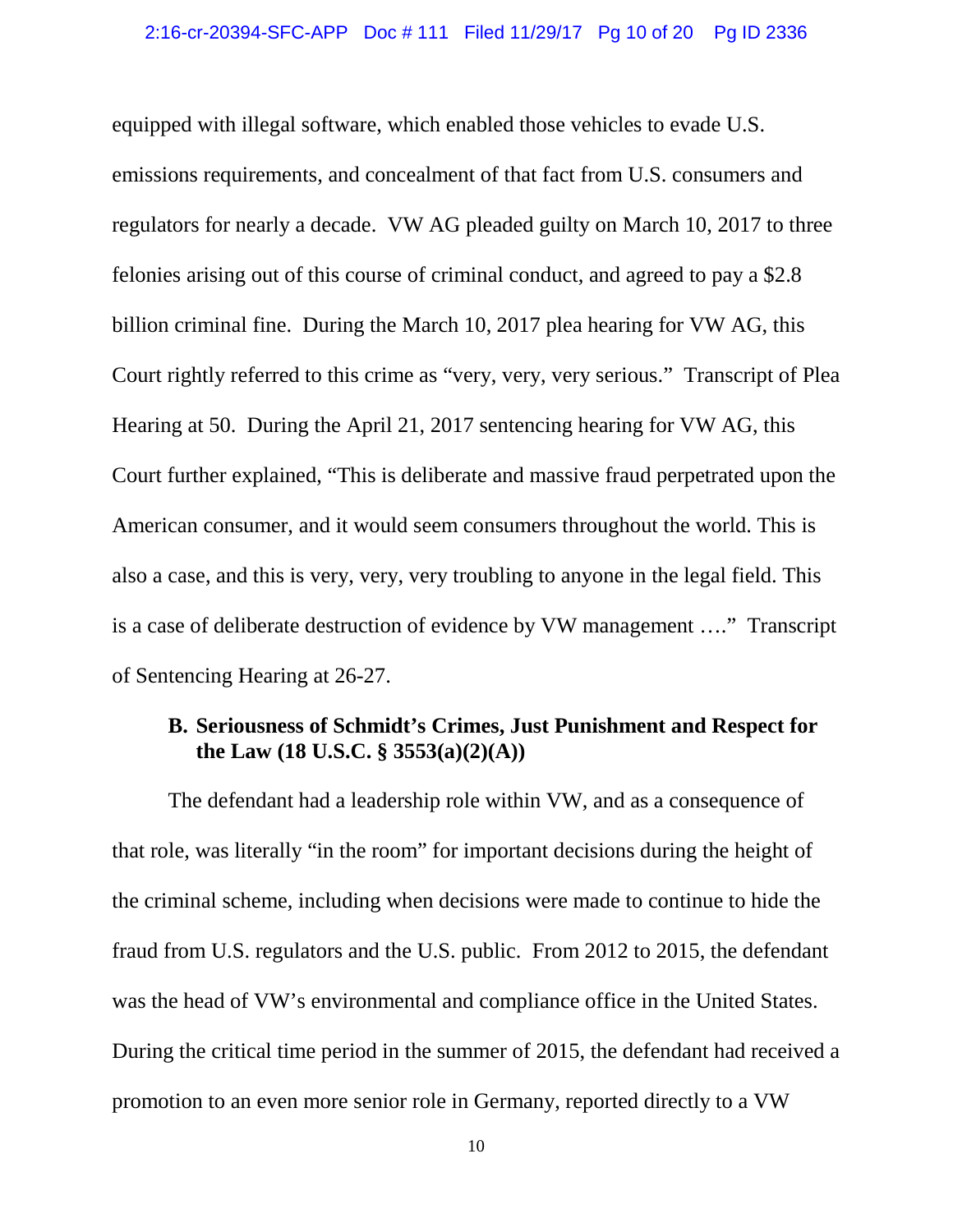equipped with illegal software, which enabled those vehicles to evade U.S. emissions requirements, and concealment of that fact from U.S. consumers and regulators for nearly a decade. VW AG pleaded guilty on March 10, 2017 to three felonies arising out of this course of criminal conduct, and agreed to pay a $2.8 billion criminal fine. During the March 10, 2017 plea hearing for VW AG, this Court rightly referred to this crime as "very, very, very serious." Transcript of Plea Hearing at 50. During the April 21, 2017 sentencing hearing for VW AG, this Court further explained, "This is deliberate and massive fraud perpetrated upon the American consumer, and it would seem consumers throughout the world. This is also a case, and this is very, very, very troubling to anyone in the legal field. This is a case of deliberate destruction of evidence by VW management …." Transcript of Sentencing Hearing at 26-27.

### B. Seriousness of Schmidt's Crimes, Just Punishment and Respect for the Law (18 U.S.C. § 3553(a)(2)(A))

The defendant had a leadership role within VW, and as a consequence of that role, was literally "in the room" for important decisions during the height of the criminal scheme, including when decisions were made to continue to hide the fraud from U.S. regulators and the U.S. public. From 2012 to 2015, the defendant was the head of VW's environmental and compliance office in the United States. During the critical time period in the summer of 2015, the defendant had received a promotion to an even more senior role in Germany, reported directly to a VW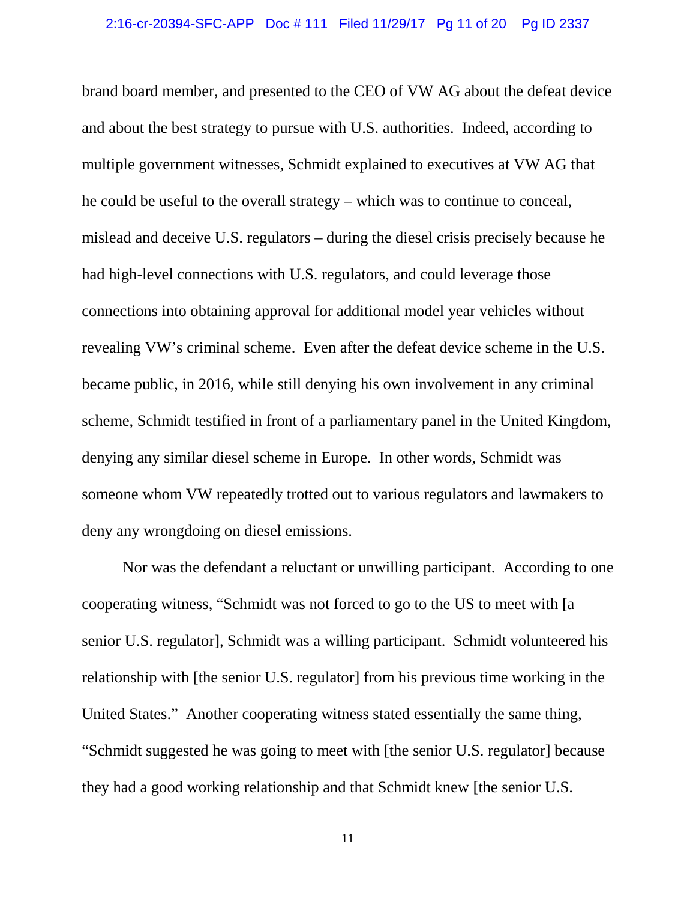brand board member, and presented to the CEO of VW AG about the defeat device and about the best strategy to pursue with U.S. authorities. Indeed, according to multiple government witnesses, Schmidt explained to executives at VW AG that he could be useful to the overall strategy – which was to continue to conceal, mislead and deceive U.S. regulators – during the diesel crisis precisely because he had high-level connections with U.S. regulators, and could leverage those connections into obtaining approval for additional model year vehicles without revealing VW's criminal scheme. Even after the defeat device scheme in the U.S. became public, in 2016, while still denying his own involvement in any criminal scheme, Schmidt testified in front of a parliamentary panel in the United Kingdom, denying any similar diesel scheme in Europe. In other words, Schmidt was someone whom VW repeatedly trotted out to various regulators and lawmakers to deny any wrongdoing on diesel emissions.

Nor was the defendant a reluctant or unwilling participant. According to one cooperating witness, "Schmidt was not forced to go to the US to meet with [a senior U.S. regulator], Schmidt was a willing participant. Schmidt volunteered his relationship with [the senior U.S. regulator] from his previous time working in the United States." Another cooperating witness stated essentially the same thing, "Schmidt suggested he was going to meet with [the senior U.S. regulator] because they had a good working relationship and that Schmidt knew [the senior U.S.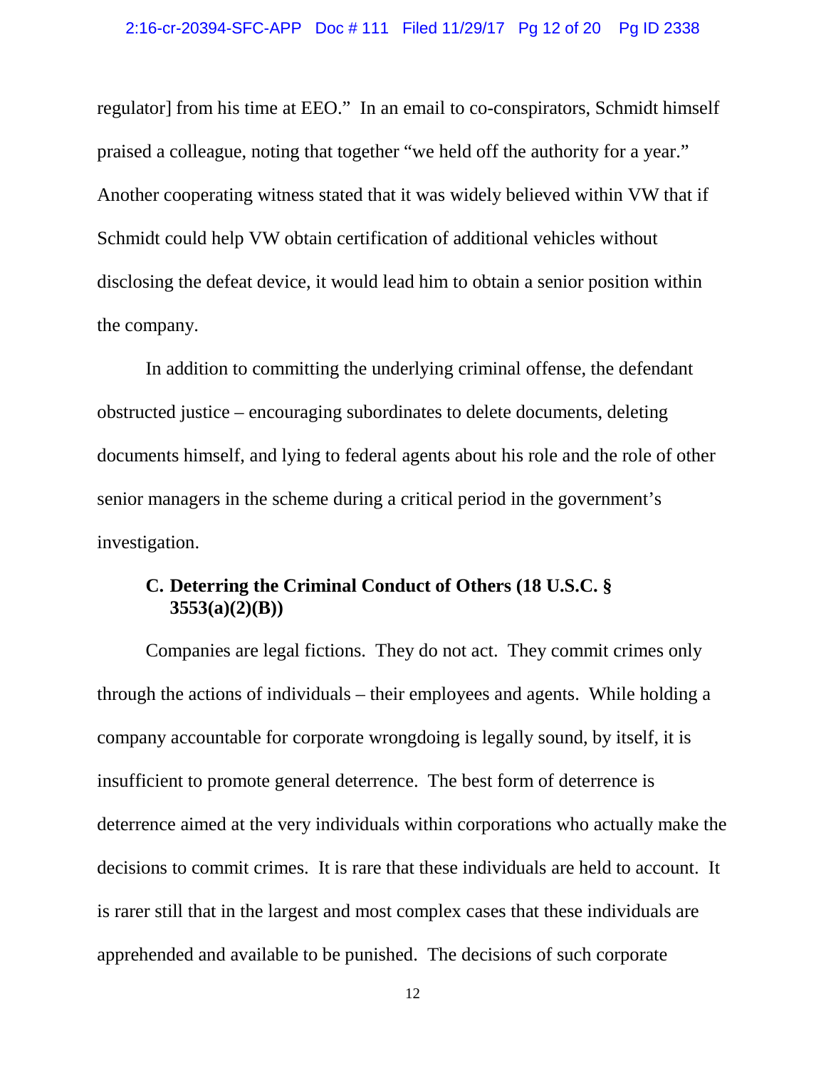regulator] from his time at EEO." In an email to co-conspirators, Schmidt himself praised a colleague, noting that together "we held off the authority for a year." Another cooperating witness stated that it was widely believed within VW that if Schmidt could help VW obtain certification of additional vehicles without disclosing the defeat device, it would lead him to obtain a senior position within the company.

In addition to committing the underlying criminal offense, the defendant obstructed justice – encouraging subordinates to delete documents, deleting documents himself, and lying to federal agents about his role and the role of other senior managers in the scheme during a critical period in the government's investigation.

### C. Deterring the Criminal Conduct of Others (18 U.S.C. § 3553(a)(2)(B))

Companies are legal fictions. They do not act. They commit crimes only through the actions of individuals – their employees and agents. While holding a company accountable for corporate wrongdoing is legally sound, by itself, it is insufficient to promote general deterrence. The best form of deterrence is deterrence aimed at the very individuals within corporations who actually make the decisions to commit crimes. It is rare that these individuals are held to account. It is rarer still that in the largest and most complex cases that these individuals are apprehended and available to be punished. The decisions of such corporate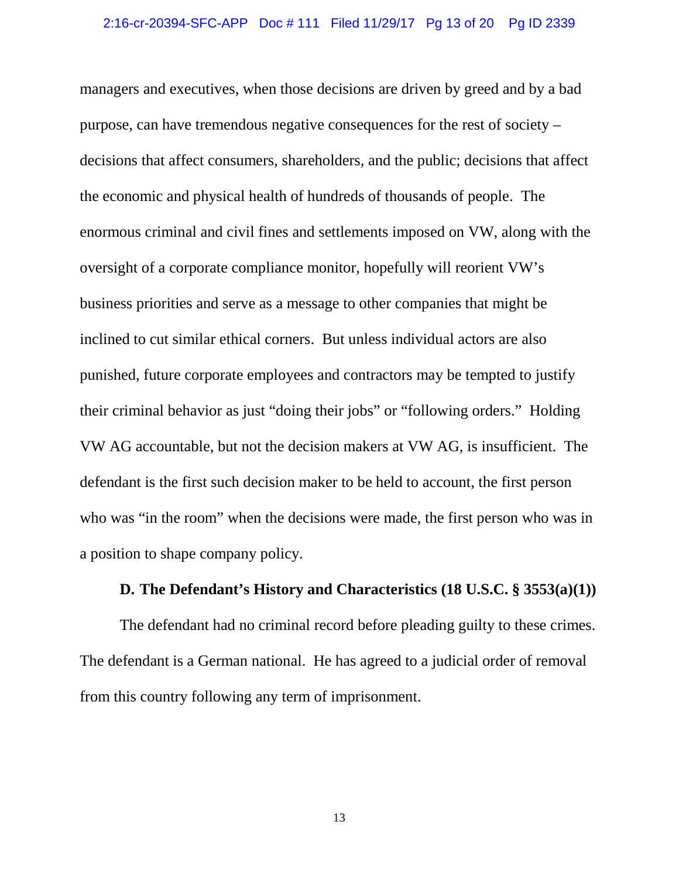managers and executives, when those decisions are driven by greed and by a bad purpose, can have tremendous negative consequences for the rest of society – decisions that affect consumers, shareholders, and the public; decisions that affect the economic and physical health of hundreds of thousands of people. The enormous criminal and civil fines and settlements imposed on VW, along with the oversight of a corporate compliance monitor, hopefully will reorient VW's business priorities and serve as a message to other companies that might be inclined to cut similar ethical corners. But unless individual actors are also punished, future corporate employees and contractors may be tempted to justify their criminal behavior as just "doing their jobs" or "following orders." Holding VW AG accountable, but not the decision makers at VW AG, is insufficient. The defendant is the first such decision maker to be held to account, the first person who was "in the room" when the decisions were made, the first person who was in a position to shape company policy.

### D. The Defendant's History and Characteristics (18 U.S.C. § 3553(a)(1))

The defendant had no criminal record before pleading guilty to these crimes. The defendant is a German national. He has agreed to a judicial order of removal from this country following any term of imprisonment.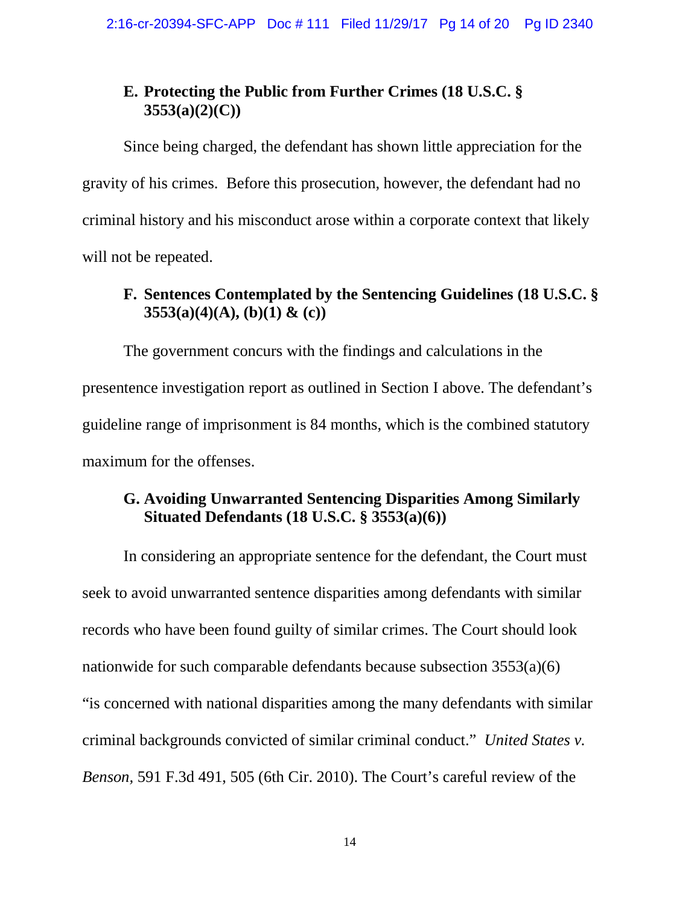### E. Protecting the Public from Further Crimes (18 U.S.C. § 3553(a)(2)(C))

Since being charged, the defendant has shown little appreciation for the gravity of his crimes. Before this prosecution, however, the defendant had no criminal history and his misconduct arose within a corporate context that likely will not be repeated.

### F. Sentences Contemplated by the Sentencing Guidelines (18 U.S.C. § 3553(a)(4)(A), (b)(1) & (c))

The government concurs with the findings and calculations in the presentence investigation report as outlined in Section I above. The defendant's guideline range of imprisonment is 84 months, which is the combined statutory maximum for the offenses.

### G. Avoiding Unwarranted Sentencing Disparities Among Similarly Situated Defendants (18 U.S.C. § 3553(a)(6))

In considering an appropriate sentence for the defendant, the Court must seek to avoid unwarranted sentence disparities among defendants with similar records who have been found guilty of similar crimes. The Court should look nationwide for such comparable defendants because subsection 3553(a)(6) "is concerned with national disparities among the many defendants with similar criminal backgrounds convicted of similar criminal conduct." *United States v. Benson,* 591 F.3d 491, 505 (6th Cir. 2010). The Court's careful review of the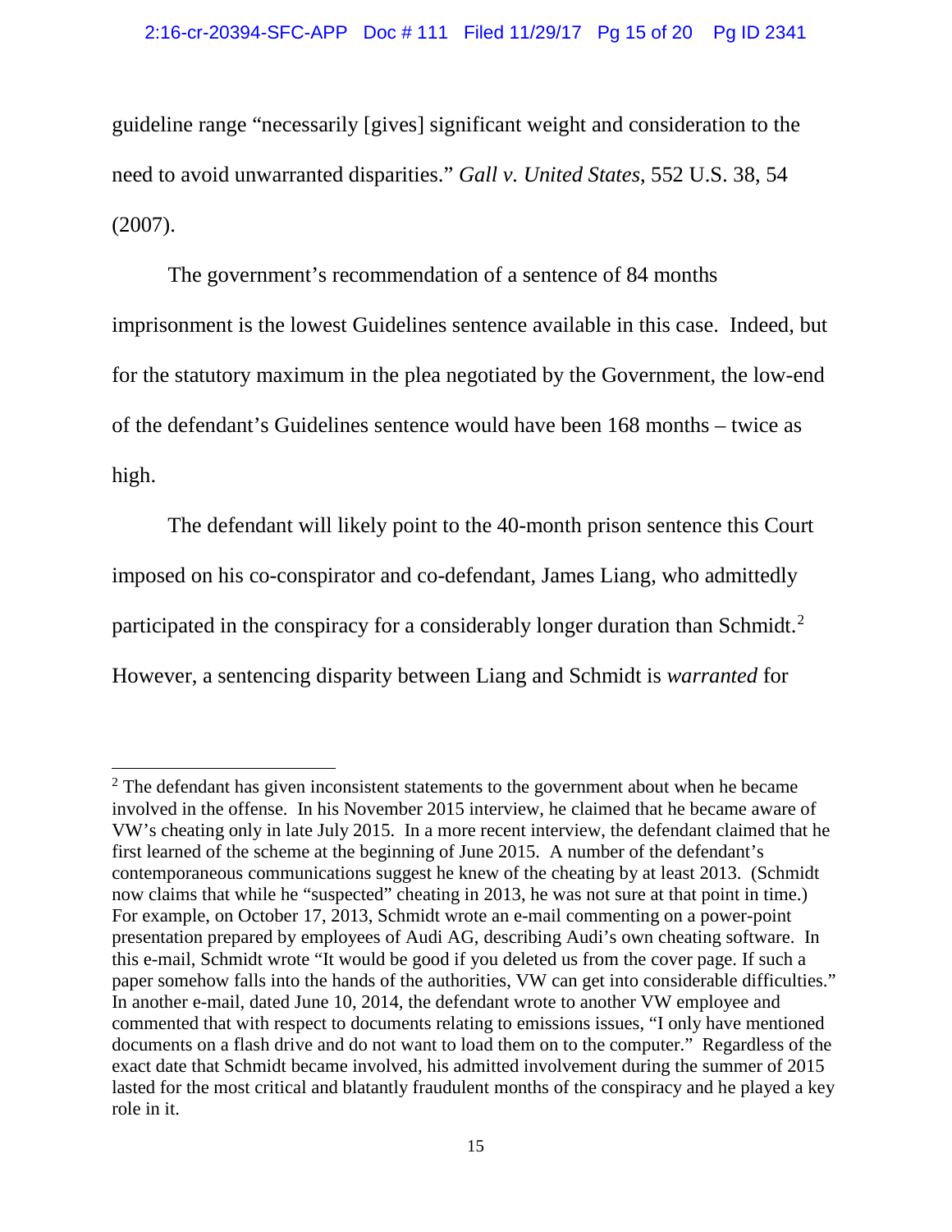guideline range “necessarily [gives] significant weight and consideration to the need to avoid unwarranted disparities.” *Gall v. United States*, 552 U.S. 38, 54 (2007).

The government’s recommendation of a sentence of 84 months imprisonment is the lowest Guidelines sentence available in this case. Indeed, but for the statutory maximum in the plea negotiated by the Government, the low-end of the defendant’s Guidelines sentence would have been 168 months – twice as high.

The defendant will likely point to the 40-month prison sentence this Court imposed on his co-conspirator and co-defendant, James Liang, who admittedly participated in the conspiracy for a considerably longer duration than Schmidt.[2] However, a sentencing disparity between Liang and Schmidt is *warranted* for

---

[2] The defendant has given inconsistent statements to the government about when he became involved in the offense. In his November 2015 interview, he claimed that he became aware of VW’s cheating only in late July 2015. In a more recent interview, the defendant claimed that he first learned of the scheme at the beginning of June 2015. A number of the defendant’s contemporaneous communications suggest he knew of the cheating by at least 2013. (Schmidt now claims that while he “suspected” cheating in 2013, he was not sure at that point in time.) For example, on October 17, 2013, Schmidt wrote an e-mail commenting on a power-point presentation prepared by employees of Audi AG, describing Audi’s own cheating software. In this e-mail, Schmidt wrote “It would be good if you deleted us from the cover page. If such a paper somehow falls into the hands of the authorities, VW can get into considerable difficulties.” In another e-mail, dated June 10, 2014, the defendant wrote to another VW employee and commented that with respect to documents relating to emissions issues, “I only have mentioned documents on a flash drive and do not want to load them on to the computer.” Regardless of the exact date that Schmidt became involved, his admitted involvement during the summer of 2015 lasted for the most critical and blatantly fraudulent months of the conspiracy and he played a key role in it.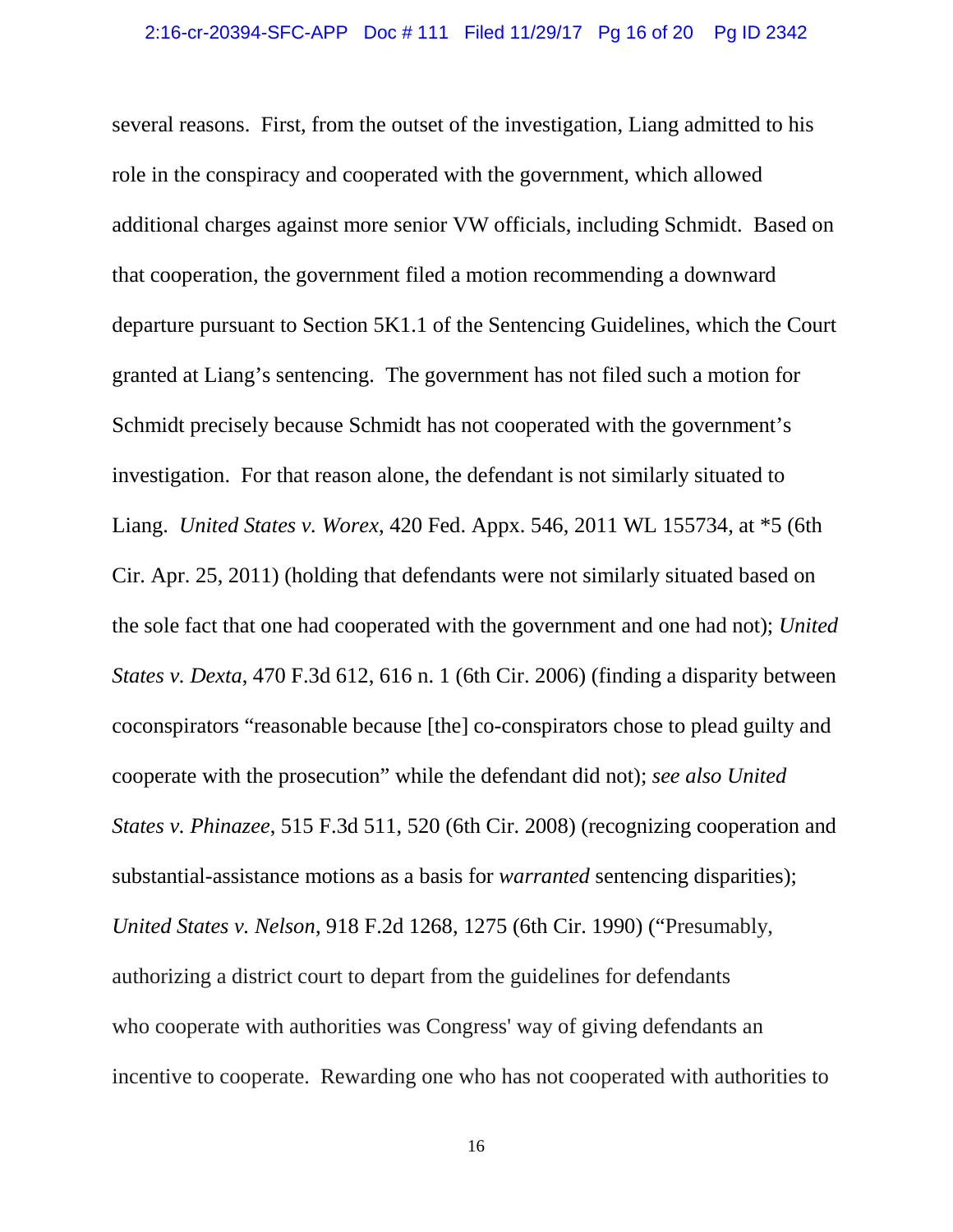several reasons. First, from the outset of the investigation, Liang admitted to his role in the conspiracy and cooperated with the government, which allowed additional charges against more senior VW officials, including Schmidt. Based on that cooperation, the government filed a motion recommending a downward departure pursuant to Section 5K1.1 of the Sentencing Guidelines, which the Court granted at Liang's sentencing. The government has not filed such a motion for Schmidt precisely because Schmidt has not cooperated with the government's investigation. For that reason alone, the defendant is not similarly situated to Liang. *United States v. Worex*, 420 Fed. Appx. 546, 2011 WL 155734, at \*5 (6th Cir. Apr. 25, 2011) (holding that defendants were not similarly situated based on the sole fact that one had cooperated with the government and one had not); *United States v. Dexta*, 470 F.3d 612, 616 n. 1 (6th Cir. 2006) (finding a disparity between coconspirators "reasonable because [the] co-conspirators chose to plead guilty and cooperate with the prosecution" while the defendant did not); *see also United States v. Phinazee*, 515 F.3d 511, 520 (6th Cir. 2008) (recognizing cooperation and substantial-assistance motions as a basis for *warranted* sentencing disparities); *United States v. Nelson*, 918 F.2d 1268, 1275 (6th Cir. 1990) ("Presumably, authorizing a district court to depart from the guidelines for defendants who cooperate with authorities was Congress' way of giving defendants an incentive to cooperate. Rewarding one who has not cooperated with authorities to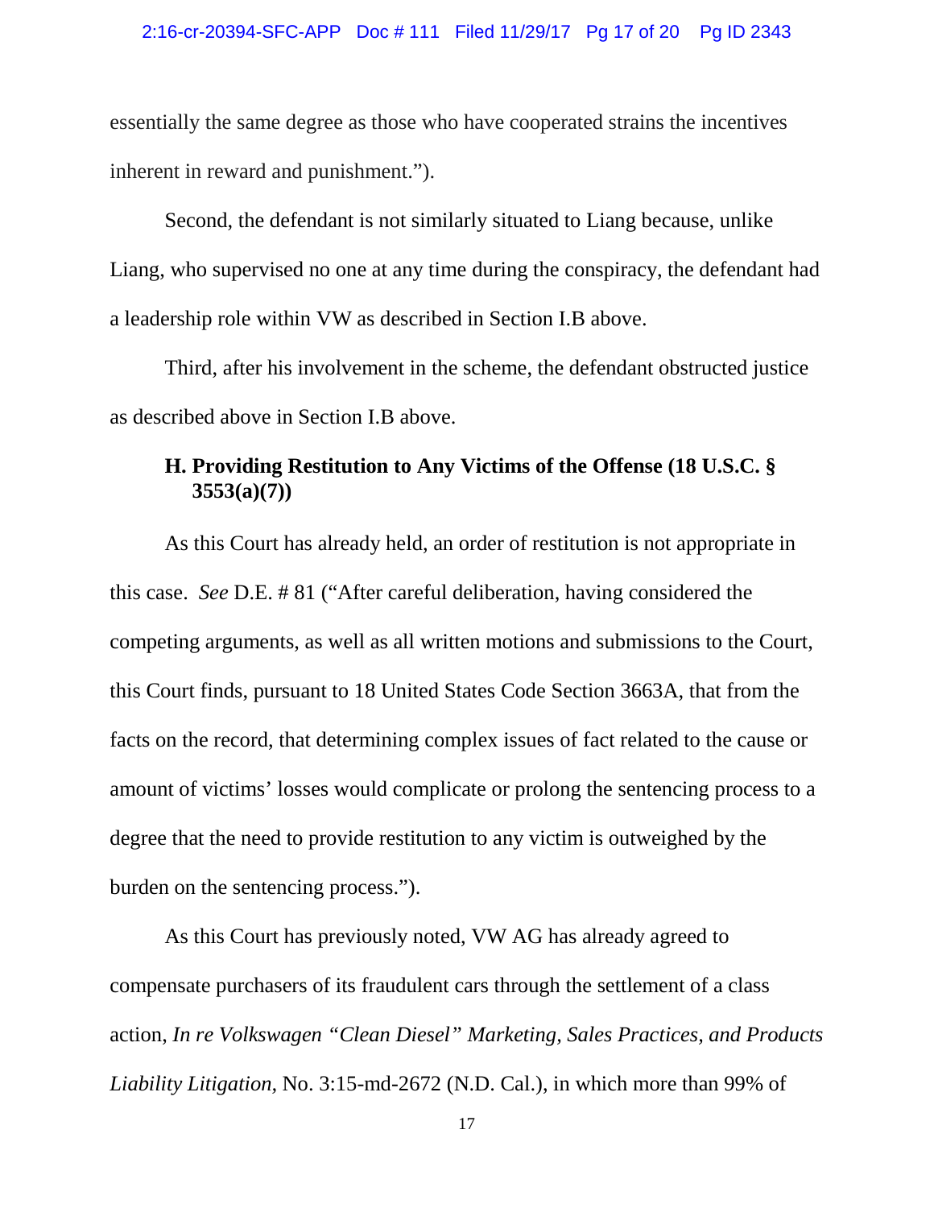essentially the same degree as those who have cooperated strains the incentives inherent in reward and punishment.").

Second, the defendant is not similarly situated to Liang because, unlike Liang, who supervised no one at any time during the conspiracy, the defendant had a leadership role within VW as described in Section I.B above.

Third, after his involvement in the scheme, the defendant obstructed justice as described above in Section I.B above.

### H. Providing Restitution to Any Victims of the Offense (18 U.S.C. § 3553(a)(7))

As this Court has already held, an order of restitution is not appropriate in this case. *See* D.E. # 81 ("After careful deliberation, having considered the competing arguments, as well as all written motions and submissions to the Court, this Court finds, pursuant to 18 United States Code Section 3663A, that from the facts on the record, that determining complex issues of fact related to the cause or amount of victims' losses would complicate or prolong the sentencing process to a degree that the need to provide restitution to any victim is outweighed by the burden on the sentencing process.").

As this Court has previously noted, VW AG has already agreed to compensate purchasers of its fraudulent cars through the settlement of a class action, *In re Volkswagen "Clean Diesel" Marketing, Sales Practices, and Products Liability Litigation*, No. 3:15-md-2672 (N.D. Cal.), in which more than 99% of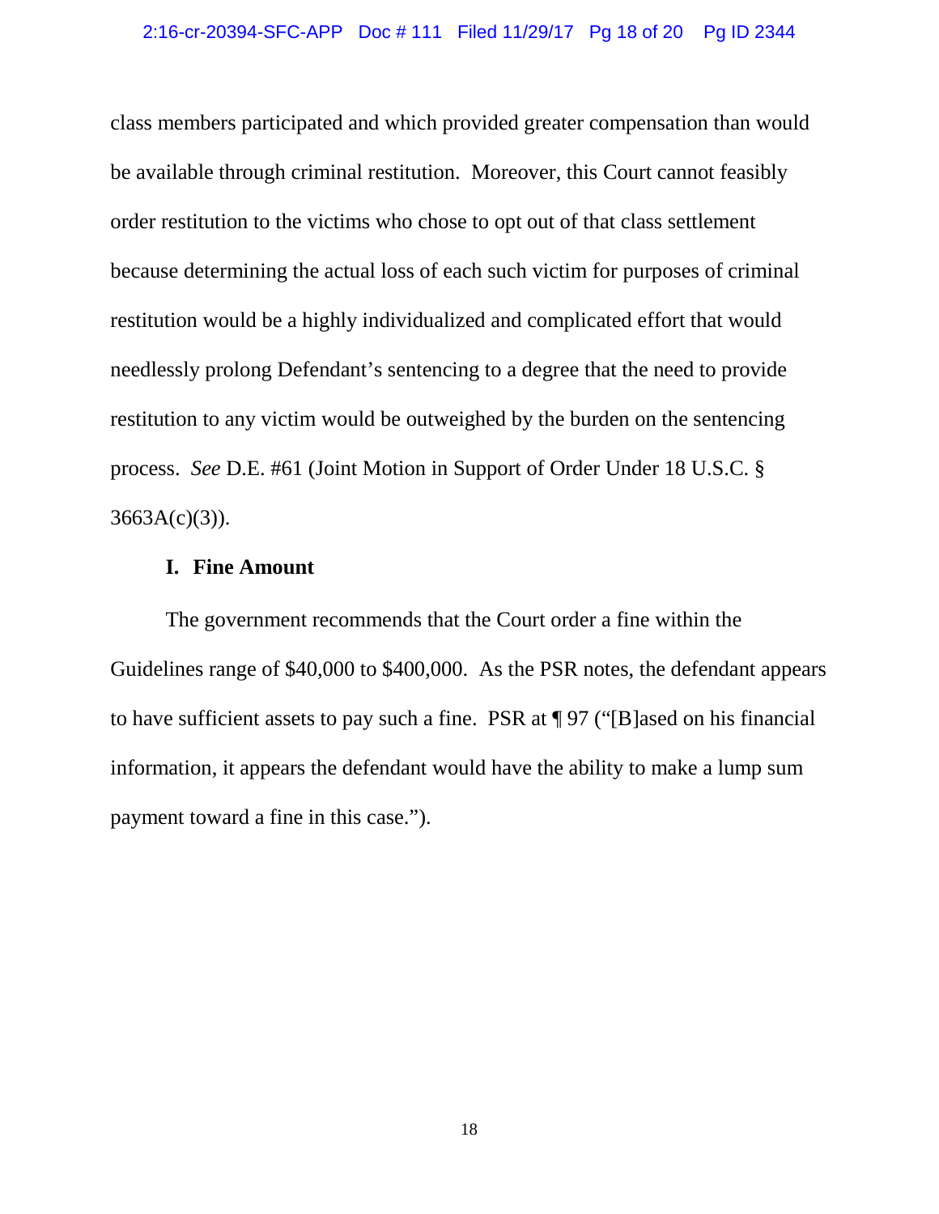class members participated and which provided greater compensation than would be available through criminal restitution. Moreover, this Court cannot feasibly order restitution to the victims who chose to opt out of that class settlement because determining the actual loss of each such victim for purposes of criminal restitution would be a highly individualized and complicated effort that would needlessly prolong Defendant's sentencing to a degree that the need to provide restitution to any victim would be outweighed by the burden on the sentencing process. *See* D.E. #61 (Joint Motion in Support of Order Under 18 U.S.C. § 3663A(c)(3)).

**I. Fine Amount**

The government recommends that the Court order a fine within the Guidelines range of $40,000 to $400,000. As the PSR notes, the defendant appears to have sufficient assets to pay such a fine. PSR at ¶ 97 ("[B]ased on his financial information, it appears the defendant would have the ability to make a lump sum payment toward a fine in this case.").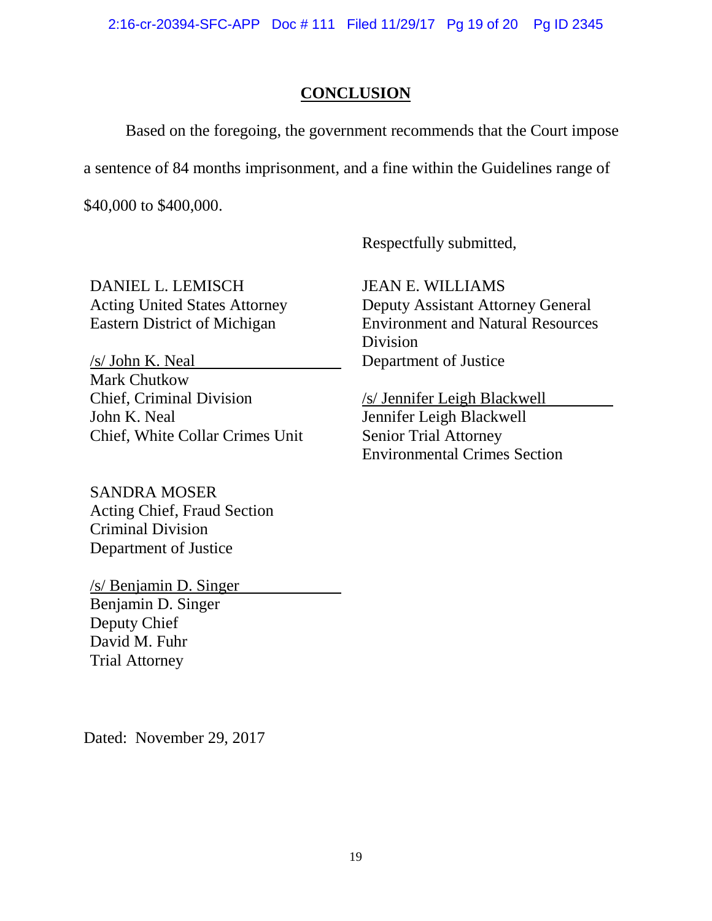## CONCLUSION

Based on the foregoing, the government recommends that the Court impose a sentence of 84 months imprisonment, and a fine within the Guidelines range of $40,000 to $400,000.

Respectfully submitted,

DANIEL L. LEMISCH
Acting United States Attorney
Eastern District of Michigan

/s/ John K. Neal
Mark Chutkow
Chief, Criminal Division
John K. Neal
Chief, White Collar Crimes Unit

JEAN E. WILLIAMS
Deputy Assistant Attorney General
Environment and Natural Resources Division
Department of Justice

/s/ Jennifer Leigh Blackwell
Jennifer Leigh Blackwell
Senior Trial Attorney
Environmental Crimes Section

SANDRA MOSER
Acting Chief, Fraud Section
Criminal Division
Department of Justice

/s/ Benjamin D. Singer
Benjamin D. Singer
Deputy Chief
David M. Fuhr
Trial Attorney

Dated: November 29, 2017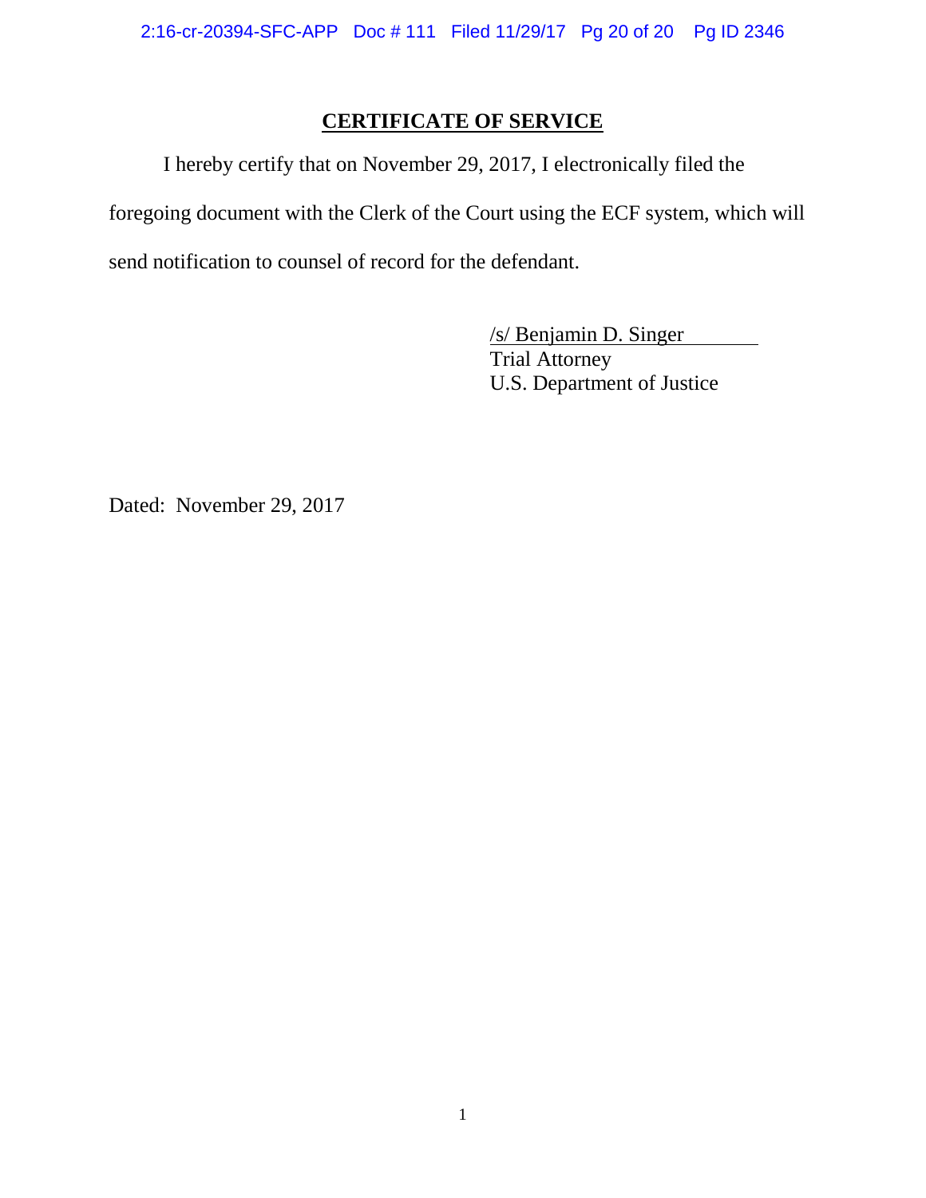## CERTIFICATE OF SERVICE

I hereby certify that on November 29, 2017, I electronically filed the foregoing document with the Clerk of the Court using the ECF system, which will send notification to counsel of record for the defendant.

/s/ Benjamin D. Singer
Trial Attorney
U.S. Department of Justice

Dated: November 29, 2017